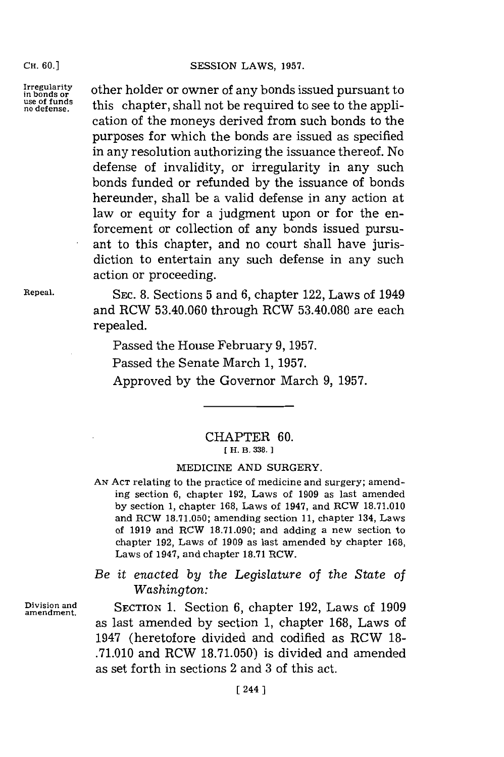other holder or owner of any bonds issued pursuant to this chapter, shall not be required to see to the application of the moneys derived from such bonds to the purposes for which the bonds are issued as specified in any resolution authorizing the issuance thereof. No defense of invalidity, or irregularity in any such bonds funded or refunded by the issuance of bonds hereunder, shall be a valid defense in any action at law or equity for a judgment upon or for the enforcement or collection of any bonds issued pursuant to this chapter, and no court shall have jurisdiction to entertain any such defense in any such action or proceeding.

*Irregularity in bonds or use of funds no defense.*

*Repeal.*

SEC. 8. Sections 5 and 6, chapter 122, Laws of 1949 and RCW 53.40.060 through RCW 53.40.080 are each repealed.

Passed the House February 9, 1957.

Passed the Senate March 1, 1957.

Approved by the Governor March 9, 1957.

---

## CHAPTER 60.

[ H. B. 338. ]

### MEDICINE AND SURGERY.

AN ACT relating to the practice of medicine and surgery; amending section 6, chapter 192, Laws of 1909 as last amended by section 1, chapter 168, Laws of 1947, and RCW 18.71.010 and RCW 18.71.050; amending section 11, chapter 134, Laws of 1919 and RCW 18.71.090; and adding a new section to chapter 192, Laws of 1909 as last amended by chapter 168, Laws of 1947, and chapter 18.71 RCW.

*Be it enacted by the Legislature of the State of Washington:*

*Division and amendment.*

SECTION 1. Section 6, chapter 192, Laws of 1909 as last amended by section 1, chapter 168, Laws of 1947 (heretofore divided and codified as RCW 18-.71.010 and RCW 18.71.050) is divided and amended as set forth in sections 2 and 3 of this act.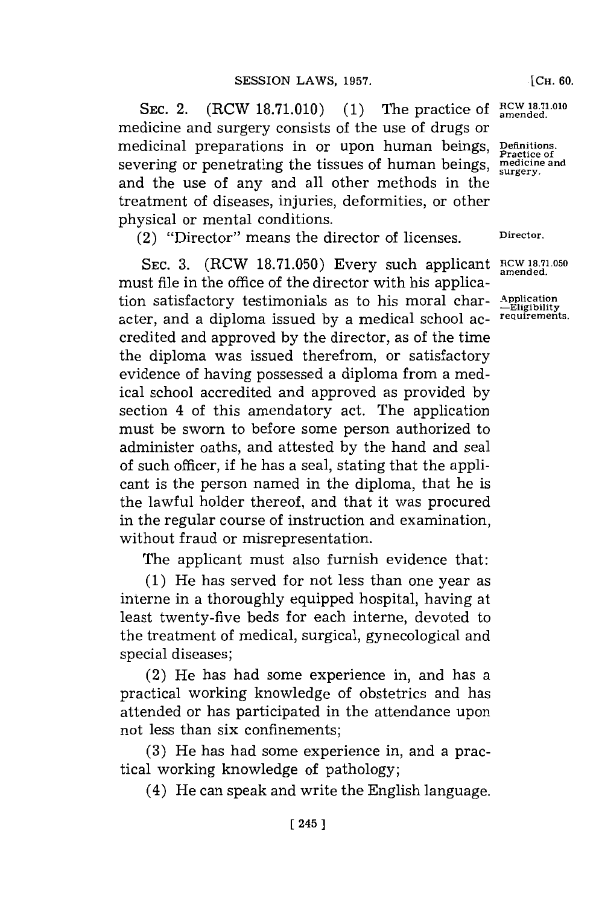SEC. 2. (RCW 18.71.010) (1) The practice of medicine and surgery consists of the use of drugs or medicinal preparations in or upon human beings, severing or penetrating the tissues of human beings, and the use of any and all other methods in the treatment of diseases, injuries, deformities, or other physical or mental conditions.

RCW 18.71.010 amended.

Definitions. Practice of medicine and surgery.

(2) "Director" means the director of licenses.

Director.

SEC. 3. (RCW 18.71.050) Every such applicant must file in the office of the director with his application satisfactory testimonials as to his moral character, and a diploma issued by a medical school accredited and approved by the director, as of the time the diploma was issued therefrom, or satisfactory evidence of having possessed a diploma from a medical school accredited and approved as provided by section 4 of this amendatory act. The application must be sworn to before some person authorized to administer oaths, and attested by the hand and seal of such officer, if he has a seal, stating that the applicant is the person named in the diploma, that he is the lawful holder thereof, and that it was procured in the regular course of instruction and examination, without fraud or misrepresentation.

RCW 18.71.050 amended.

Application —Eligibility requirements.

The applicant must also furnish evidence that:

(1) He has served for not less than one year as interne in a thoroughly equipped hospital, having at least twenty-five beds for each interne, devoted to the treatment of medical, surgical, gynecological and special diseases;

(2) He has had some experience in, and has a practical working knowledge of obstetrics and has attended or has participated in the attendance upon not less than six confinements;

(3) He has had some experience in, and a practical working knowledge of pathology;

(4) He can speak and write the English language.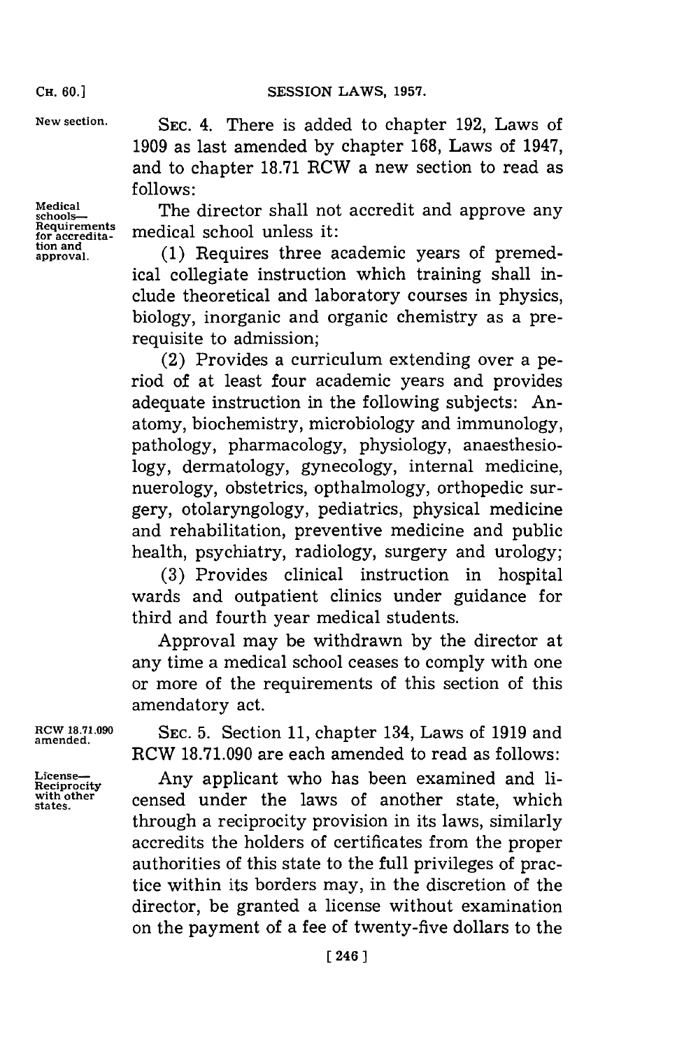New section.

SEC. 4. There is added to chapter 192, Laws of 1909 as last amended by chapter 168, Laws of 1947, and to chapter 18.71 RCW a new section to read as follows:

Medical schools—Requirements for accreditation and approval.

The director shall not accredit and approve any medical school unless it:

(1) Requires three academic years of premedical collegiate instruction which training shall include theoretical and laboratory courses in physics, biology, inorganic and organic chemistry as a prerequisite to admission;

(2) Provides a curriculum extending over a period of at least four academic years and provides adequate instruction in the following subjects: Anatomy, biochemistry, microbiology and immunology, pathology, pharmacology, physiology, anaesthesiology, dermatology, gynecology, internal medicine, nuerology, obstetrics, opthalmology, orthopedic surgery, otolaryngology, pediatrics, physical medicine and rehabilitation, preventive medicine and public health, psychiatry, radiology, surgery and urology;

(3) Provides clinical instruction in hospital wards and outpatient clinics under guidance for third and fourth year medical students.

Approval may be withdrawn by the director at any time a medical school ceases to comply with one or more of the requirements of this section of this amendatory act.

RCW 18.71.090 amended.

SEC. 5. Section 11, chapter 134, Laws of 1919 and RCW 18.71.090 are each amended to read as follows:

License—Reciprocity with other states.

Any applicant who has been examined and licensed under the laws of another state, which through a reciprocity provision in its laws, similarly accredits the holders of certificates from the proper authorities of this state to the full privileges of practice within its borders may, in the discretion of the director, be granted a license without examination on the payment of a fee of twenty-five dollars to the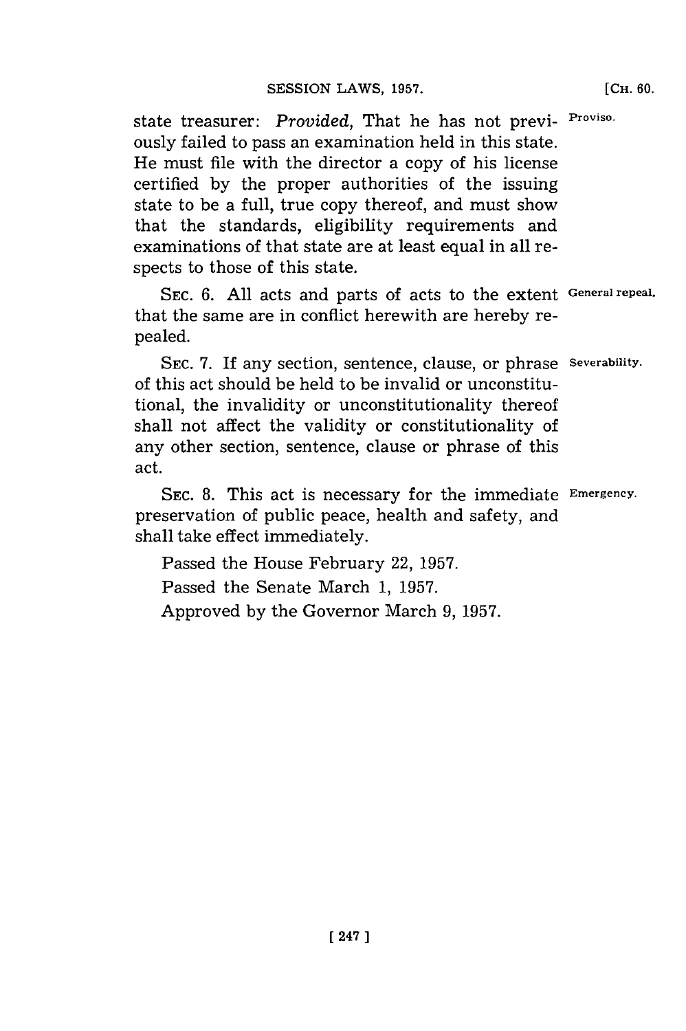state treasurer: *Provided*, That he has not previously failed to pass an examination held in this state. He must file with the director a copy of his license certified by the proper authorities of the issuing state to be a full, true copy thereof, and must show that the standards, eligibility requirements and examinations of that state are at least equal in all respects to those of this state.

Proviso.

SEC. 6. All acts and parts of acts to the extent that the same are in conflict herewith are hereby repealed.

General repeal.

SEC. 7. If any section, sentence, clause, or phrase of this act should be held to be invalid or unconstitutional, the invalidity or unconstitutionality thereof shall not affect the validity or constitutionality of any other section, sentence, clause or phrase of this act.

Severability.

SEC. 8. This act is necessary for the immediate preservation of public peace, health and safety, and shall take effect immediately.

Emergency.

Passed the House February 22, 1957.

Passed the Senate March 1, 1957.

Approved by the Governor March 9, 1957.